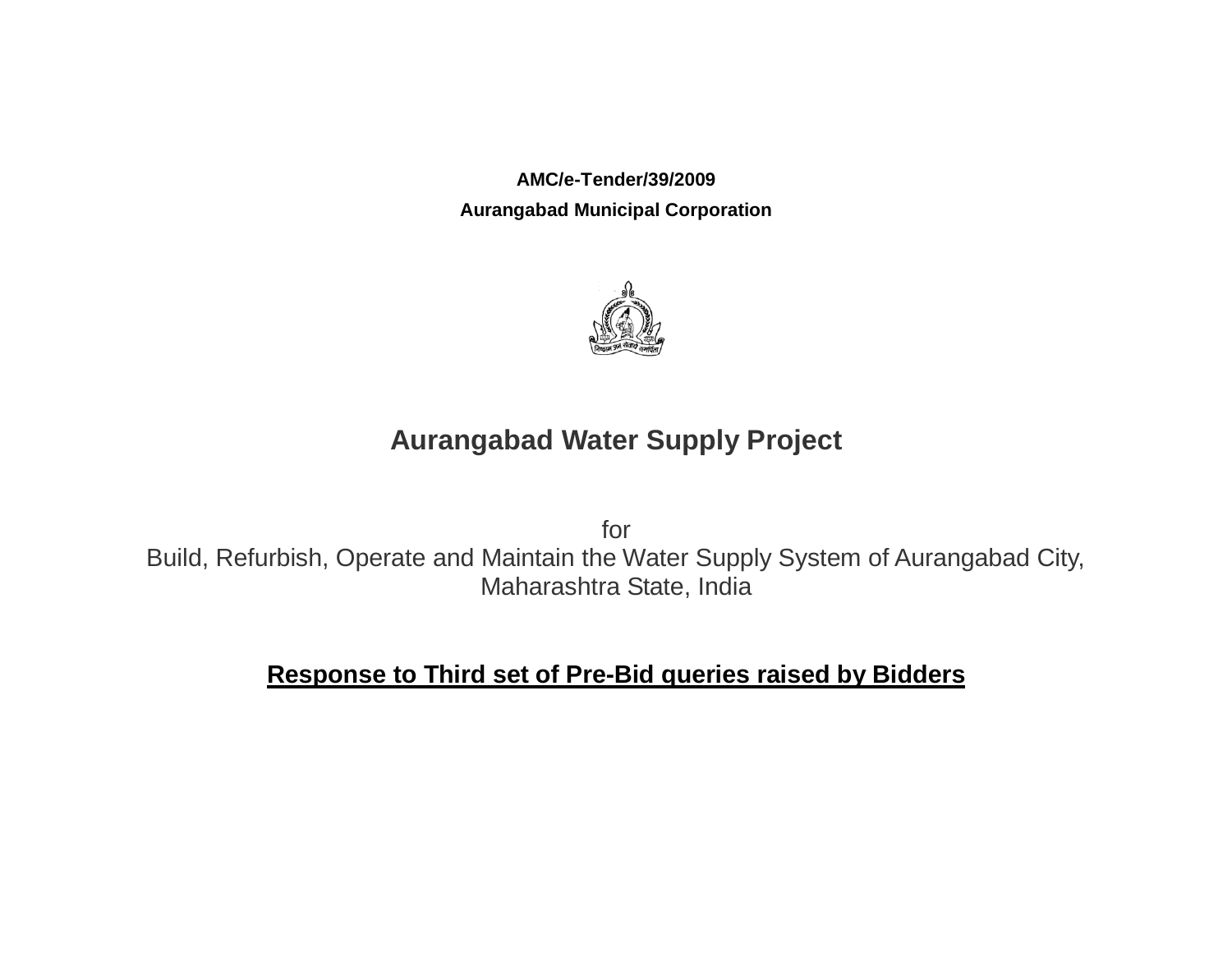**AMC/e-Tender/39/2009**

**Aurangabad Municipal Corporation**

# Aurangabad Water Supply Project

for
Build, Refurbish, Operate and Maintain the Water Supply System of Aurangabad City, Maharashtra State, India

## Response to Third set of Pre-Bid queries raised by Bidders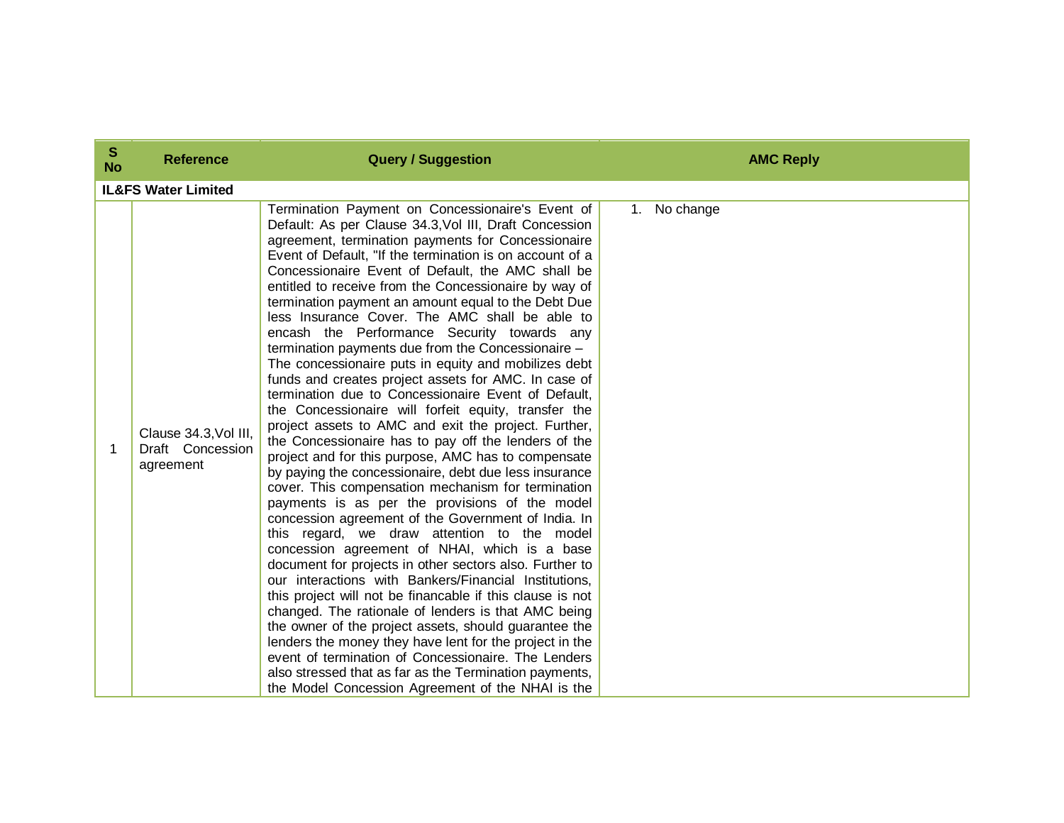| S No | Reference | Query / Suggestion | AMC Reply |
|---|---|---|---|
| **IL&FS Water Limited** | | | |
| 1 | Clause 34.3,Vol III, Draft Concession agreement | Termination Payment on Concessionaire's Event of Default: As per Clause 34.3,Vol III, Draft Concession agreement, termination payments for Concessionaire Event of Default, "If the termination is on account of a Concessionaire Event of Default, the AMC shall be entitled to receive from the Concessionaire by way of termination payment an amount equal to the Debt Due less Insurance Cover. The AMC shall be able to encash the Performance Security towards any termination payments due from the Concessionaire – The concessionaire puts in equity and mobilizes debt funds and creates project assets for AMC. In case of termination due to Concessionaire Event of Default, the Concessionaire will forfeit equity, transfer the project assets to AMC and exit the project. Further, the Concessionaire has to pay off the lenders of the project and for this purpose, AMC has to compensate by paying the concessionaire, debt due less insurance cover. This compensation mechanism for termination payments is as per the provisions of the model concession agreement of the Government of India. In this regard, we draw attention to the model concession agreement of NHAI, which is a base document for projects in other sectors also. Further to our interactions with Bankers/Financial Institutions, this project will not be financable if this clause is not changed. The rationale of lenders is that AMC being the owner of the project assets, should guarantee the lenders the money they have lent for the project in the event of termination of Concessionaire. The Lenders also stressed that as far as the Termination payments, the Model Concession Agreement of the NHAI is the | 1. No change |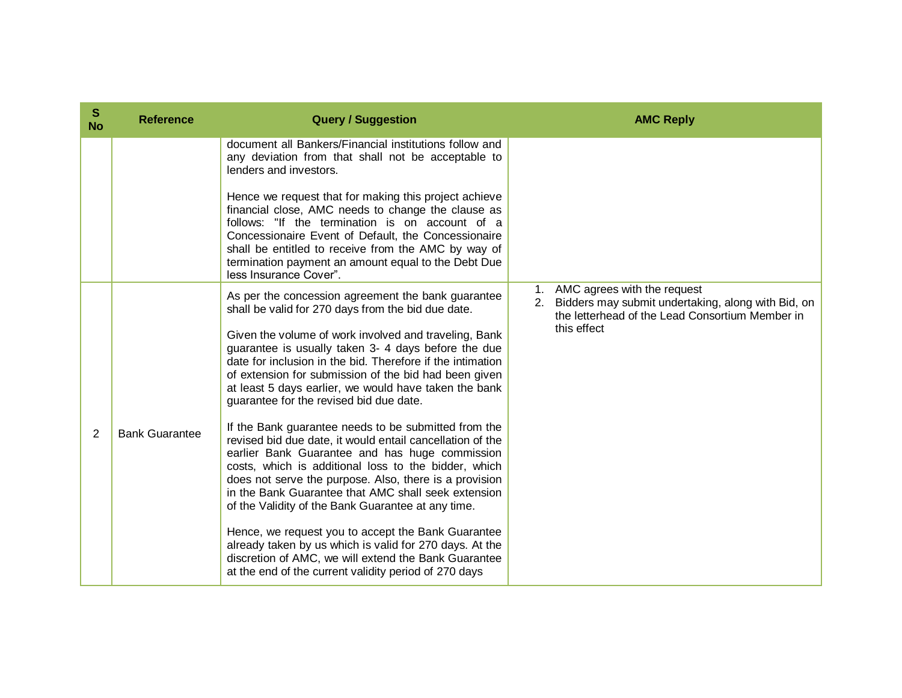| S No | Reference | Query / Suggestion | AMC Reply |
|---|---|---|---|
| | | document all Bankers/Financial institutions follow and any deviation from that shall not be acceptable to lenders and investors.<br><br>Hence we request that for making this project achieve financial close, AMC needs to change the clause as follows: "If the termination is on account of a Concessionaire Event of Default, the Concessionaire shall be entitled to receive from the AMC by way of termination payment an amount equal to the Debt Due less Insurance Cover". | |
| 2 | Bank Guarantee | As per the concession agreement the bank guarantee shall be valid for 270 days from the bid due date.<br><br>Given the volume of work involved and traveling, Bank guarantee is usually taken 3- 4 days before the due date for inclusion in the bid. Therefore if the intimation of extension for submission of the bid had been given at least 5 days earlier, we would have taken the bank guarantee for the revised bid due date.<br><br>If the Bank guarantee needs to be submitted from the revised bid due date, it would entail cancellation of the earlier Bank Guarantee and has huge commission costs, which is additional loss to the bidder, which does not serve the purpose. Also, there is a provision in the Bank Guarantee that AMC shall seek extension of the Validity of the Bank Guarantee at any time.<br><br>Hence, we request you to accept the Bank Guarantee already taken by us which is valid for 270 days. At the discretion of AMC, we will extend the Bank Guarantee at the end of the current validity period of 270 days | 1. AMC agrees with the request<br>2. Bidders may submit undertaking, along with Bid, on the letterhead of the Lead Consortium Member in this effect |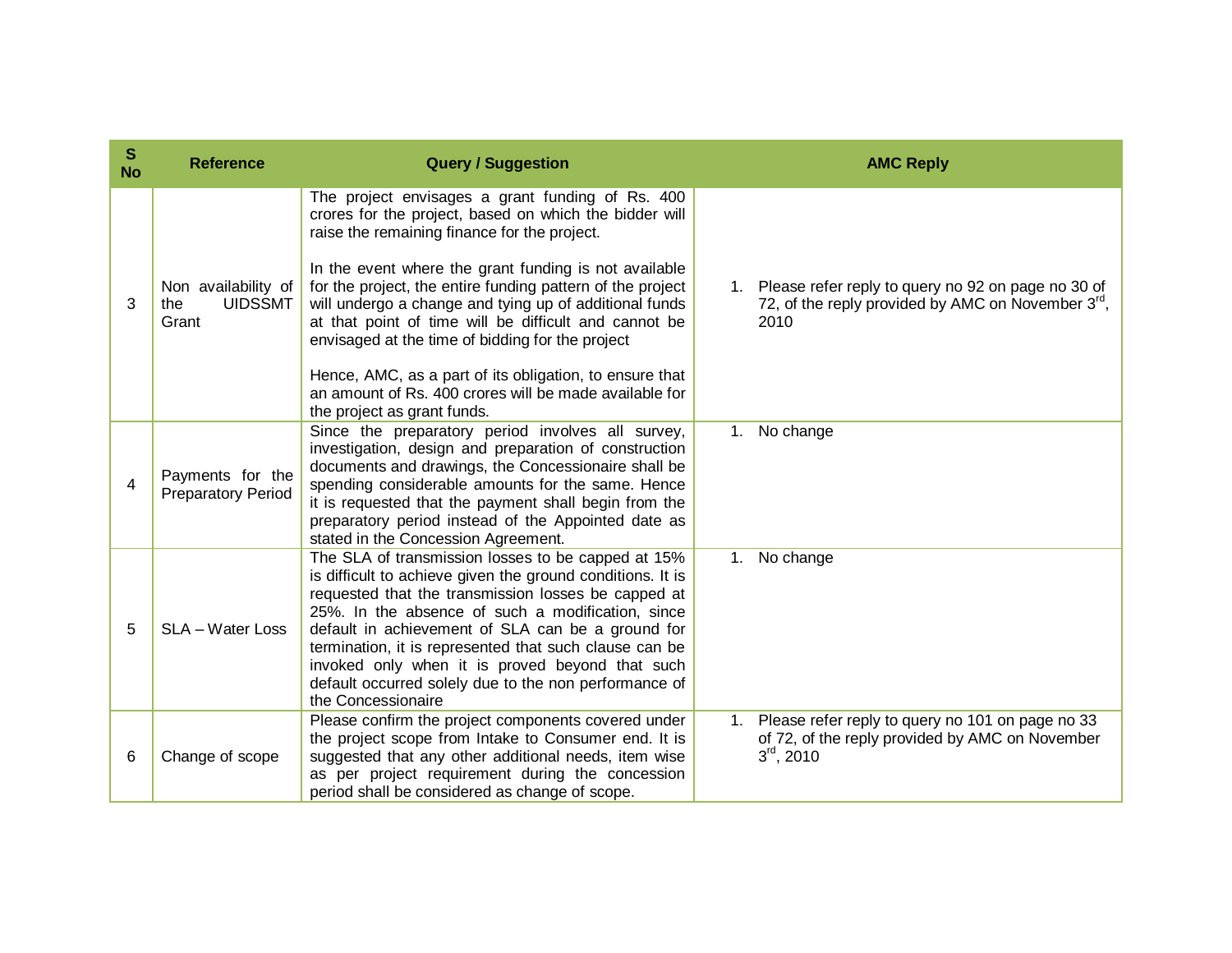| S No | Reference | Query / Suggestion | AMC Reply |
|---|---|---|---|
| 3 | Non availability of the UIDSSMT Grant | The project envisages a grant funding of Rs. 400 crores for the project, based on which the bidder will raise the remaining finance for the project.<br><br>In the event where the grant funding is not available for the project, the entire funding pattern of the project will undergo a change and tying up of additional funds at that point of time will be difficult and cannot be envisaged at the time of bidding for the project<br><br>Hence, AMC, as a part of its obligation, to ensure that an amount of Rs. 400 crores will be made available for the project as grant funds. | 1. Please refer reply to query no 92 on page no 30 of 72, of the reply provided by AMC on November 3rd, 2010 |
| 4 | Payments for the Preparatory Period | Since the preparatory period involves all survey, investigation, design and preparation of construction documents and drawings, the Concessionaire shall be spending considerable amounts for the same. Hence it is requested that the payment shall begin from the preparatory period instead of the Appointed date as stated in the Concession Agreement. | 1. No change |
| 5 | SLA – Water Loss | The SLA of transmission losses to be capped at 15% is difficult to achieve given the ground conditions. It is requested that the transmission losses be capped at 25%. In the absence of such a modification, since default in achievement of SLA can be a ground for termination, it is represented that such clause can be invoked only when it is proved beyond that such default occurred solely due to the non performance of the Concessionaire | 1. No change |
| 6 | Change of scope | Please confirm the project components covered under the project scope from Intake to Consumer end. It is suggested that any other additional needs, item wise as per project requirement during the concession period shall be considered as change of scope. | 1. Please refer reply to query no 101 on page no 33 of 72, of the reply provided by AMC on November 3rd, 2010 |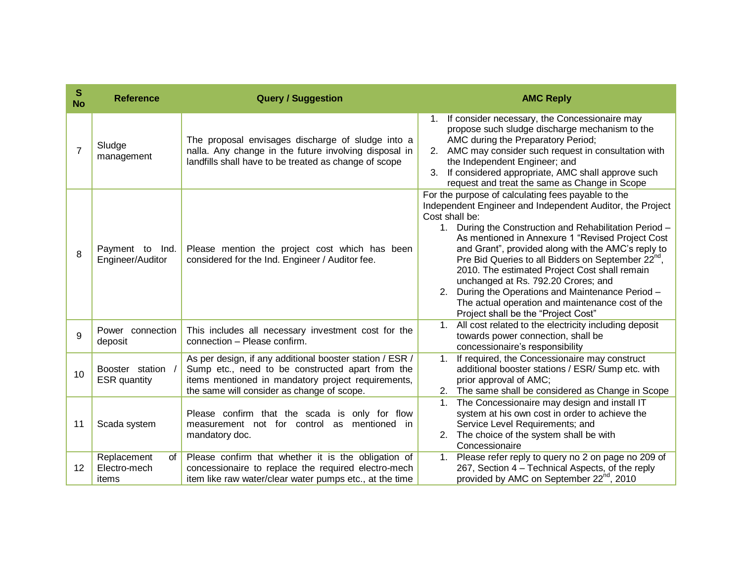| S No | Reference | Query / Suggestion | AMC Reply |
|---|---|---|---|
| 7 | Sludge management | The proposal envisages discharge of sludge into a nalla. Any change in the future involving disposal in landfills shall have to be treated as change of scope | 1. If consider necessary, the Concessionaire may propose such sludge discharge mechanism to the AMC during the Preparatory Period;<br>2. AMC may consider such request in consultation with the Independent Engineer; and<br>3. If considered appropriate, AMC shall approve such request and treat the same as Change in Scope |
| 8 | Payment to Ind. Engineer/Auditor | Please mention the project cost which has been considered for the Ind. Engineer / Auditor fee. | For the purpose of calculating fees payable to the Independent Engineer and Independent Auditor, the Project Cost shall be:<br>1. During the Construction and Rehabilitation Period – As mentioned in Annexure 1 "Revised Project Cost and Grant", provided along with the AMC's reply to Pre Bid Queries to all Bidders on September 22nd, 2010. The estimated Project Cost shall remain unchanged at Rs. 792.20 Crores; and<br>2. During the Operations and Maintenance Period – The actual operation and maintenance cost of the Project shall be the "Project Cost" |
| 9 | Power connection deposit | This includes all necessary investment cost for the connection – Please confirm. | 1. All cost related to the electricity including deposit towards power connection, shall be concessionaire's responsibility |
| 10 | Booster station / ESR quantity | As per design, if any additional booster station / ESR / Sump etc., need to be constructed apart from the items mentioned in mandatory project requirements, the same will consider as change of scope. | 1. If required, the Concessionaire may construct additional booster stations / ESR/ Sump etc. with prior approval of AMC;<br>2. The same shall be considered as Change in Scope |
| 11 | Scada system | Please confirm that the scada is only for flow measurement not for control as mentioned in mandatory doc. | 1. The Concessionaire may design and install IT system at his own cost in order to achieve the Service Level Requirements; and<br>2. The choice of the system shall be with Concessionaire |
| 12 | Replacement of Electro-mech items | Please confirm that whether it is the obligation of concessionaire to replace the required electro-mech item like raw water/clear water pumps etc., at the time | 1. Please refer reply to query no 2 on page no 209 of 267, Section 4 – Technical Aspects, of the reply provided by AMC on September 22nd, 2010 |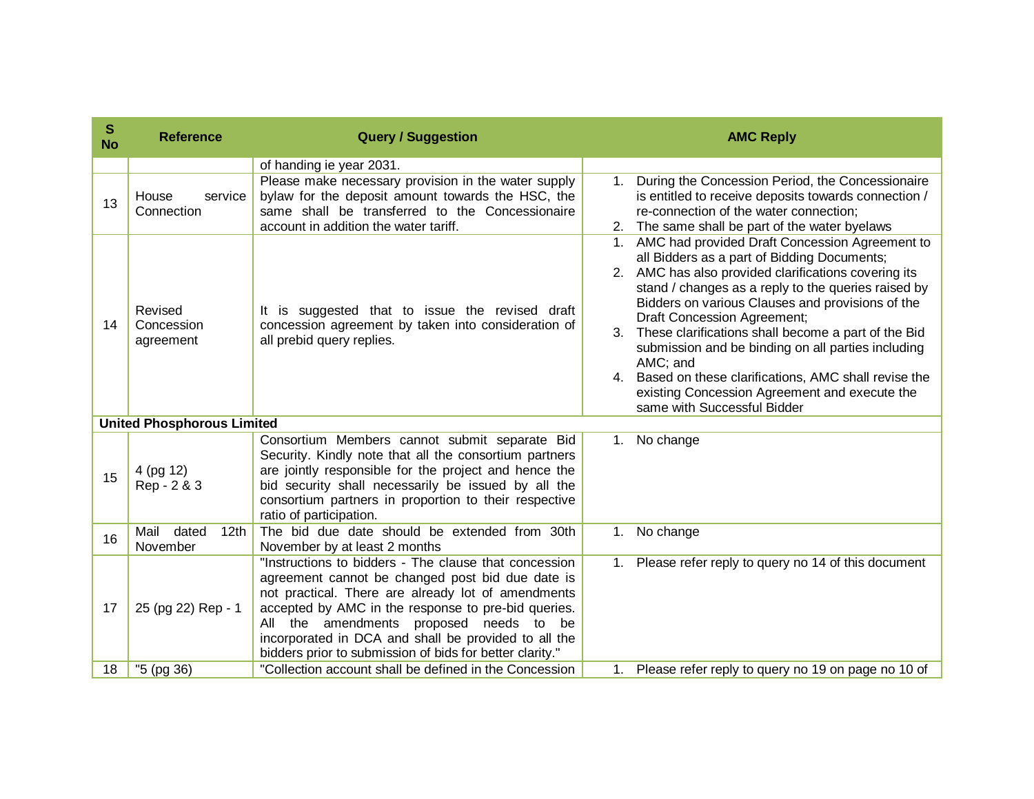| S No | Reference | Query / Suggestion | AMC Reply |
|---|---|---|---|
| | | of handing ie year 2031. | |
| 13 | House service Connection | Please make necessary provision in the water supply bylaw for the deposit amount towards the HSC, the same shall be transferred to the Concessionaire account in addition the water tariff. | 1. During the Concession Period, the Concessionaire is entitled to receive deposits towards connection / re-connection of the water connection;<br>2. The same shall be part of the water byelaws |
| 14 | Revised Concession agreement | It is suggested that to issue the revised draft concession agreement by taken into consideration of all prebid query replies. | 1. AMC had provided Draft Concession Agreement to all Bidders as a part of Bidding Documents;<br>2. AMC has also provided clarifications covering its stand / changes as a reply to the queries raised by Bidders on various Clauses and provisions of the Draft Concession Agreement;<br>3. These clarifications shall become a part of the Bid submission and be binding on all parties including AMC; and<br>4. Based on these clarifications, AMC shall revise the existing Concession Agreement and execute the same with Successful Bidder |
| **United Phosphorous Limited** | | | |
| 15 | 4 (pg 12) Rep - 2 & 3 | Consortium Members cannot submit separate Bid Security. Kindly note that all the consortium partners are jointly responsible for the project and hence the bid security shall necessarily be issued by all the consortium partners in proportion to their respective ratio of participation. | 1. No change |
| 16 | Mail dated 12th November | The bid due date should be extended from 30th November by at least 2 months | 1. No change |
| 17 | 25 (pg 22) Rep - 1 | "Instructions to bidders - The clause that concession agreement cannot be changed post bid due date is not practical. There are already lot of amendments accepted by AMC in the response to pre-bid queries. All the amendments proposed needs to be incorporated in DCA and shall be provided to all the bidders prior to submission of bids for better clarity." | 1. Please refer reply to query no 14 of this document |
| 18 | "5 (pg 36) | "Collection account shall be defined in the Concession | 1. Please refer reply to query no 19 on page no 10 of |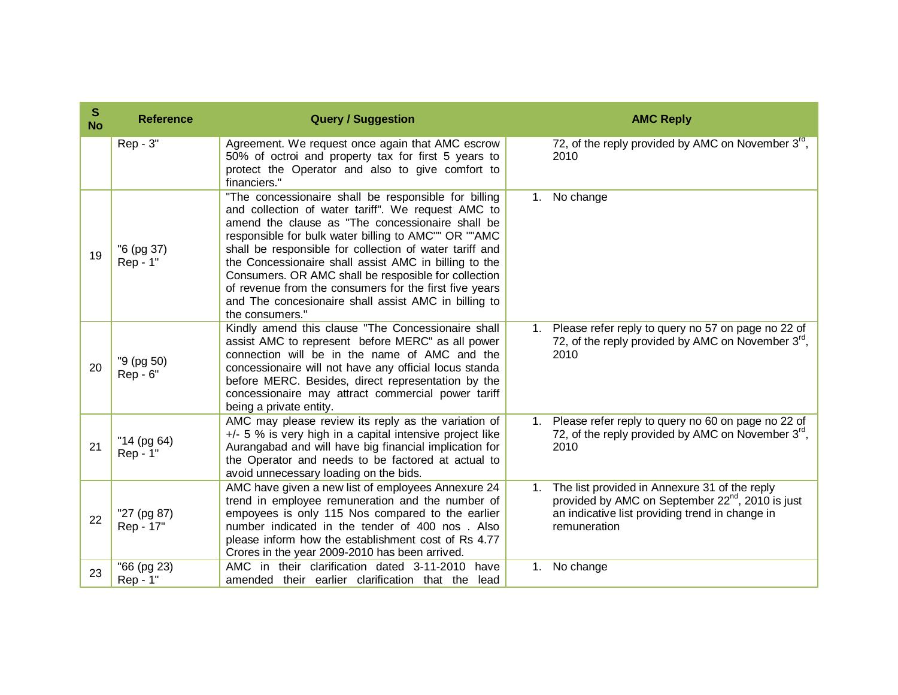| S No | Reference | Query / Suggestion | AMC Reply |
|---|---|---|---|
| | Rep - 3" | Agreement. We request once again that AMC escrow 50% of octroi and property tax for first 5 years to protect the Operator and also to give comfort to financiers." | 72, of the reply provided by AMC on November 3rd, 2010 |
| 19 | "6 (pg 37) Rep - 1" | "The concessionaire shall be responsible for billing and collection of water tariff". We request AMC to amend the clause as "The concessionaire shall be responsible for bulk water billing to AMC"" OR ""AMC shall be responsible for collection of water tariff and the Concessionaire shall assist AMC in billing to the Consumers. OR AMC shall be resposible for collection of revenue from the consumers for the first five years and The concesionaire shall assist AMC in billing to the consumers." | 1. No change |
| 20 | "9 (pg 50) Rep - 6" | Kindly amend this clause "The Concessionaire shall assist AMC to represent before MERC" as all power connection will be in the name of AMC and the concessionaire will not have any official locus standa before MERC. Besides, direct representation by the concessionaire may attract commercial power tariff being a private entity. | 1. Please refer reply to query no 57 on page no 22 of 72, of the reply provided by AMC on November 3rd, 2010 |
| 21 | "14 (pg 64) Rep - 1" | AMC may please review its reply as the variation of +/- 5 % is very high in a capital intensive project like Aurangabad and will have big financial implication for the Operator and needs to be factored at actual to avoid unnecessary loading on the bids. | 1. Please refer reply to query no 60 on page no 22 of 72, of the reply provided by AMC on November 3rd, 2010 |
| 22 | "27 (pg 87) Rep - 17" | AMC have given a new list of employees Annexure 24 trend in employee remuneration and the number of empoyees is only 115 Nos compared to the earlier number indicated in the tender of 400 nos . Also please inform how the establishment cost of Rs 4.77 Crores in the year 2009-2010 has been arrived. | 1. The list provided in Annexure 31 of the reply provided by AMC on September 22nd, 2010 is just an indicative list providing trend in change in remuneration |
| 23 | "66 (pg 23) Rep - 1" | AMC in their clarification dated 3-11-2010 have amended their earlier clarification that the lead | 1. No change |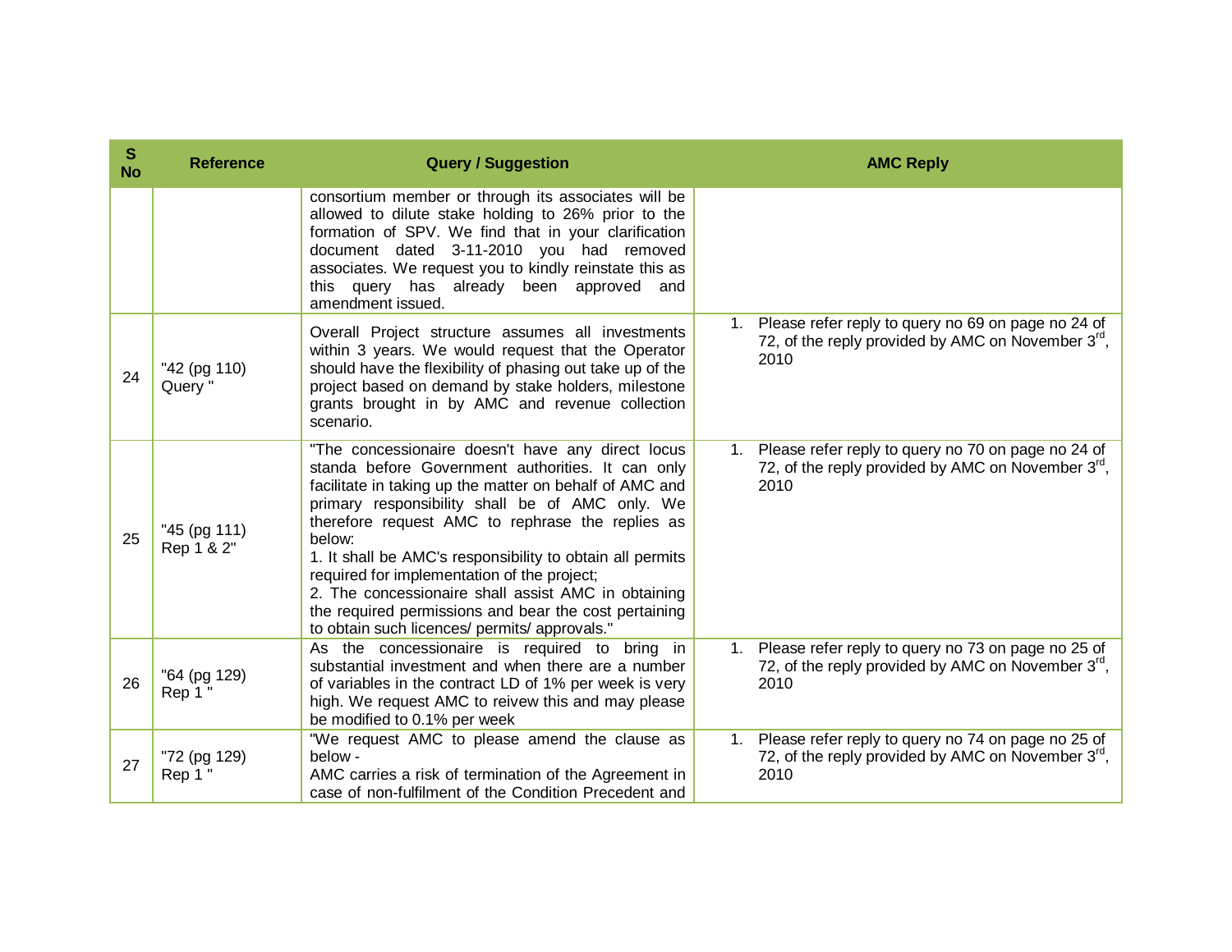| S No | Reference | Query / Suggestion | AMC Reply |
|---|---|---|---|
| | | consortium member or through its associates will be allowed to dilute stake holding to 26% prior to the formation of SPV. We find that in your clarification document dated 3-11-2010 you had removed associates. We request you to kindly reinstate this as this query has already been approved and amendment issued. | |
| 24 | "42 (pg 110) Query " | Overall Project structure assumes all investments within 3 years. We would request that the Operator should have the flexibility of phasing out take up of the project based on demand by stake holders, milestone grants brought in by AMC and revenue collection scenario. | 1. Please refer reply to query no 69 on page no 24 of 72, of the reply provided by AMC on November 3rd, 2010 |
| 25 | "45 (pg 111) Rep 1 & 2" | "The concessionaire doesn't have any direct locus standa before Government authorities. It can only facilitate in taking up the matter on behalf of AMC and primary responsibility shall be of AMC only. We therefore request AMC to rephrase the replies as below:<br>1. It shall be AMC's responsibility to obtain all permits required for implementation of the project;<br>2. The concessionaire shall assist AMC in obtaining the required permissions and bear the cost pertaining to obtain such licences/ permits/ approvals." | 1. Please refer reply to query no 70 on page no 24 of 72, of the reply provided by AMC on November 3rd, 2010 |
| 26 | "64 (pg 129) Rep 1 " | As the concessionaire is required to bring in substantial investment and when there are a number of variables in the contract LD of 1% per week is very high. We request AMC to reivew this and may please be modified to 0.1% per week | 1. Please refer reply to query no 73 on page no 25 of 72, of the reply provided by AMC on November 3rd, 2010 |
| 27 | "72 (pg 129) Rep 1 " | "We request AMC to please amend the clause as below -<br>AMC carries a risk of termination of the Agreement in case of non-fulfilment of the Condition Precedent and | 1. Please refer reply to query no 74 on page no 25 of 72, of the reply provided by AMC on November 3rd, 2010 |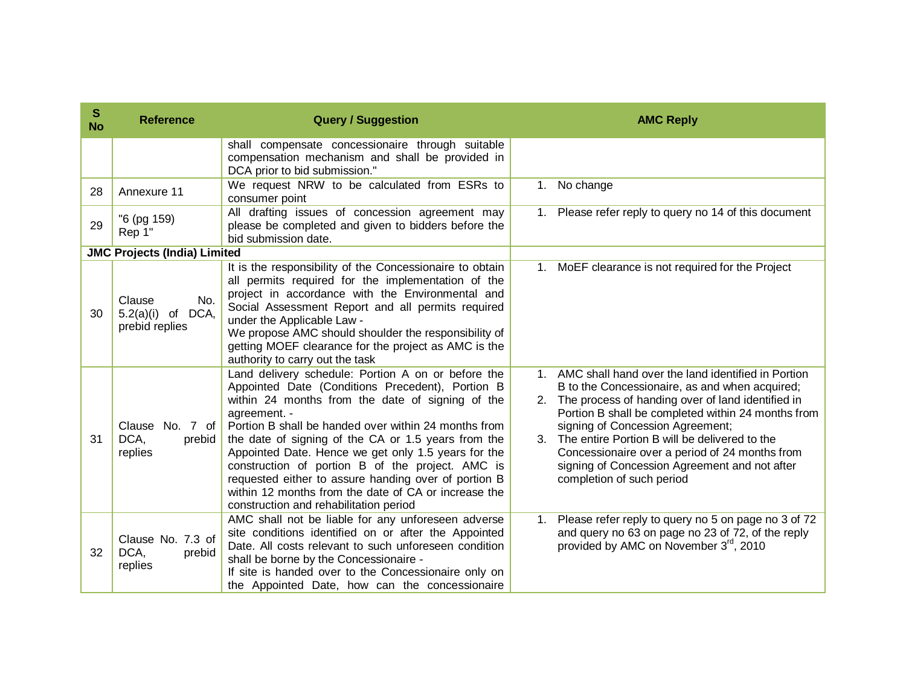| S No | Reference | Query / Suggestion | AMC Reply |
|---|---|---|---|
| | | shall compensate concessionaire through suitable compensation mechanism and shall be provided in DCA prior to bid submission." | |
| 28 | Annexure 11 | We request NRW to be calculated from ESRs to consumer point | 1. No change |
| 29 | "6 (pg 159) Rep 1" | All drafting issues of concession agreement may please be completed and given to bidders before the bid submission date. | 1. Please refer reply to query no 14 of this document |
| **JMC Projects (India) Limited** | | | |
| 30 | Clause No. 5.2(a)(i) of DCA, prebid replies | It is the responsibility of the Concessionaire to obtain all permits required for the implementation of the project in accordance with the Environmental and Social Assessment Report and all permits required under the Applicable Law - We propose AMC should shoulder the responsibility of getting MOEF clearance for the project as AMC is the authority to carry out the task | 1. MoEF clearance is not required for the Project |
| 31 | Clause No. 7 of DCA, prebid replies | Land delivery schedule: Portion A on or before the Appointed Date (Conditions Precedent), Portion B within 24 months from the date of signing of the agreement. - Portion B shall be handed over within 24 months from the date of signing of the CA or 1.5 years from the Appointed Date. Hence we get only 1.5 years for the construction of portion B of the project. AMC is requested either to assure handing over of portion B within 12 months from the date of CA or increase the construction and rehabilitation period | 1. AMC shall hand over the land identified in Portion B to the Concessionaire, as and when acquired; 2. The process of handing over of land identified in Portion B shall be completed within 24 months from signing of Concession Agreement; 3. The entire Portion B will be delivered to the Concessionaire over a period of 24 months from signing of Concession Agreement and not after completion of such period |
| 32 | Clause No. 7.3 of DCA, prebid replies | AMC shall not be liable for any unforeseen adverse site conditions identified on or after the Appointed Date. All costs relevant to such unforeseen condition shall be borne by the Concessionaire - If site is handed over to the Concessionaire only on the Appointed Date, how can the concessionaire | 1. Please refer reply to query no 5 on page no 3 of 72 and query no 63 on page no 23 of 72, of the reply provided by AMC on November 3rd, 2010 |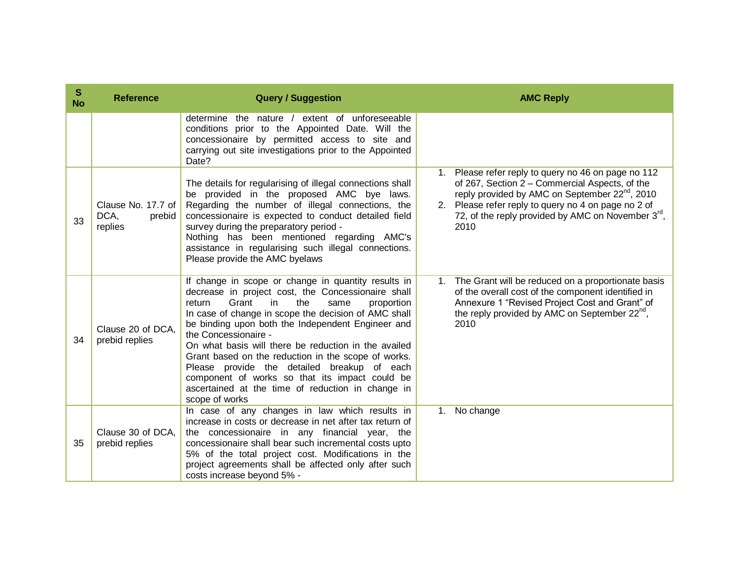| S No | Reference | Query / Suggestion | AMC Reply |
|---|---|---|---|
| | | determine the nature / extent of unforeseeable conditions prior to the Appointed Date. Will the concessionaire by permitted access to site and carrying out site investigations prior to the Appointed Date? | |
| 33 | Clause No. 17.7 of DCA, prebid replies | The details for regularising of illegal connections shall be provided in the proposed AMC bye laws. Regarding the number of illegal connections, the concessionaire is expected to conduct detailed field survey during the preparatory period - Nothing has been mentioned regarding AMC's assistance in regularising such illegal connections. Please provide the AMC byelaws | 1. Please refer reply to query no 46 on page no 112 of 267, Section 2 – Commercial Aspects, of the reply provided by AMC on September 22nd, 2010 2. Please refer reply to query no 4 on page no 2 of 72, of the reply provided by AMC on November 3rd, 2010 |
| 34 | Clause 20 of DCA, prebid replies | If change in scope or change in quantity results in decrease in project cost, the Concessionaire shall return Grant in the same proportion In case of change in scope the decision of AMC shall be binding upon both the Independent Engineer and the Concessionaire - On what basis will there be reduction in the availed Grant based on the reduction in the scope of works. Please provide the detailed breakup of each component of works so that its impact could be ascertained at the time of reduction in change in scope of works | 1. The Grant will be reduced on a proportionate basis of the overall cost of the component identified in Annexure 1 "Revised Project Cost and Grant" of the reply provided by AMC on September 22nd, 2010 |
| 35 | Clause 30 of DCA, prebid replies | In case of any changes in law which results in increase in costs or decrease in net after tax return of the concessionaire in any financial year, the concessionaire shall bear such incremental costs upto 5% of the total project cost. Modifications in the project agreements shall be affected only after such costs increase beyond 5% - | 1. No change |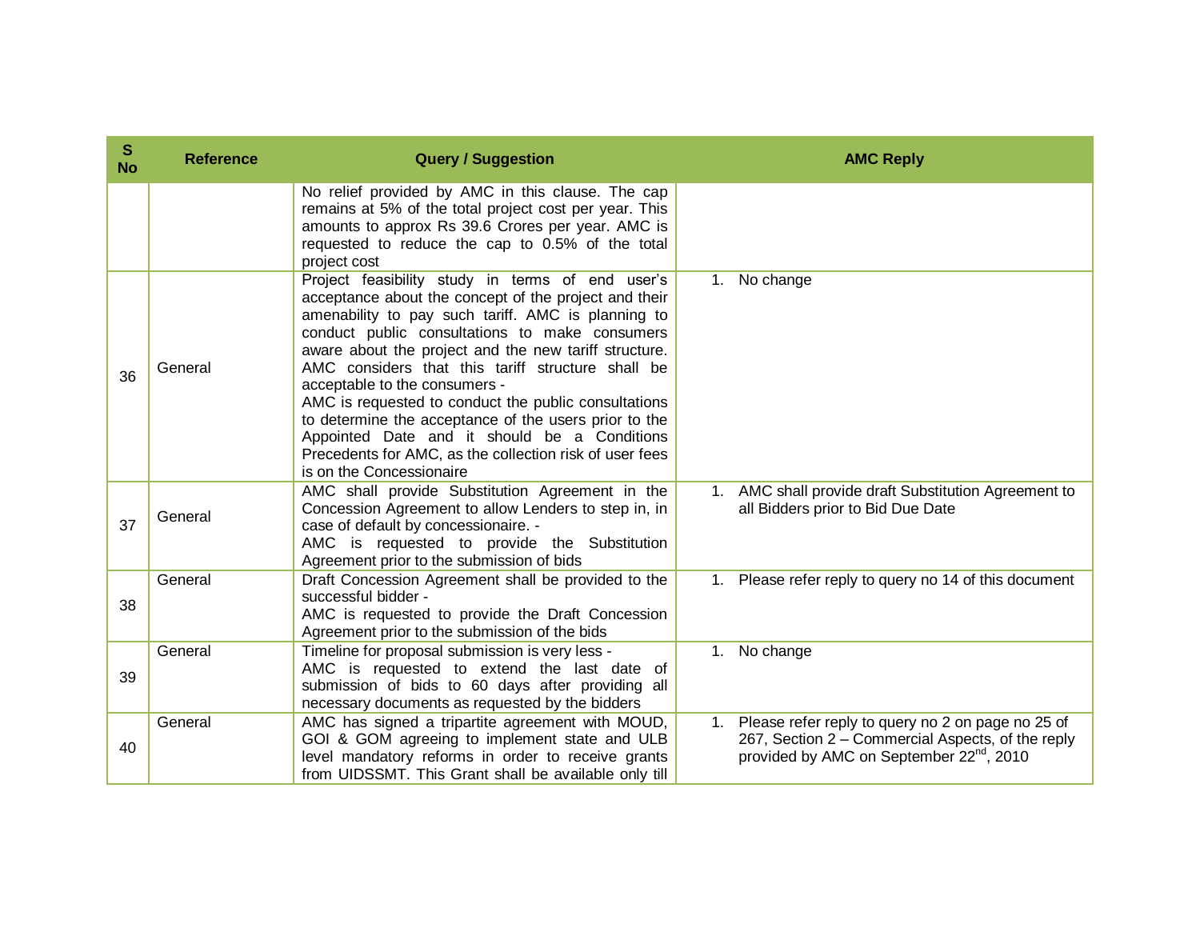| S No | Reference | Query / Suggestion | AMC Reply |
|---|---|---|---|
| | | No relief provided by AMC in this clause. The cap remains at 5% of the total project cost per year. This amounts to approx Rs 39.6 Crores per year. AMC is requested to reduce the cap to 0.5% of the total project cost | |
| 36 | General | Project feasibility study in terms of end user's acceptance about the concept of the project and their amenability to pay such tariff. AMC is planning to conduct public consultations to make consumers aware about the project and the new tariff structure. AMC considers that this tariff structure shall be acceptable to the consumers - AMC is requested to conduct the public consultations to determine the acceptance of the users prior to the Appointed Date and it should be a Conditions Precedents for AMC, as the collection risk of user fees is on the Concessionaire | 1. No change |
| 37 | General | AMC shall provide Substitution Agreement in the Concession Agreement to allow Lenders to step in, in case of default by concessionaire. - AMC is requested to provide the Substitution Agreement prior to the submission of bids | 1. AMC shall provide draft Substitution Agreement to all Bidders prior to Bid Due Date |
| 38 | General | Draft Concession Agreement shall be provided to the successful bidder - AMC is requested to provide the Draft Concession Agreement prior to the submission of the bids | 1. Please refer reply to query no 14 of this document |
| 39 | General | Timeline for proposal submission is very less - AMC is requested to extend the last date of submission of bids to 60 days after providing all necessary documents as requested by the bidders | 1. No change |
| 40 | General | AMC has signed a tripartite agreement with MOUD, GOI & GOM agreeing to implement state and ULB level mandatory reforms in order to receive grants from UIDSSMT. This Grant shall be available only till | 1. Please refer reply to query no 2 on page no 25 of 267, Section 2 – Commercial Aspects, of the reply provided by AMC on September 22nd, 2010 |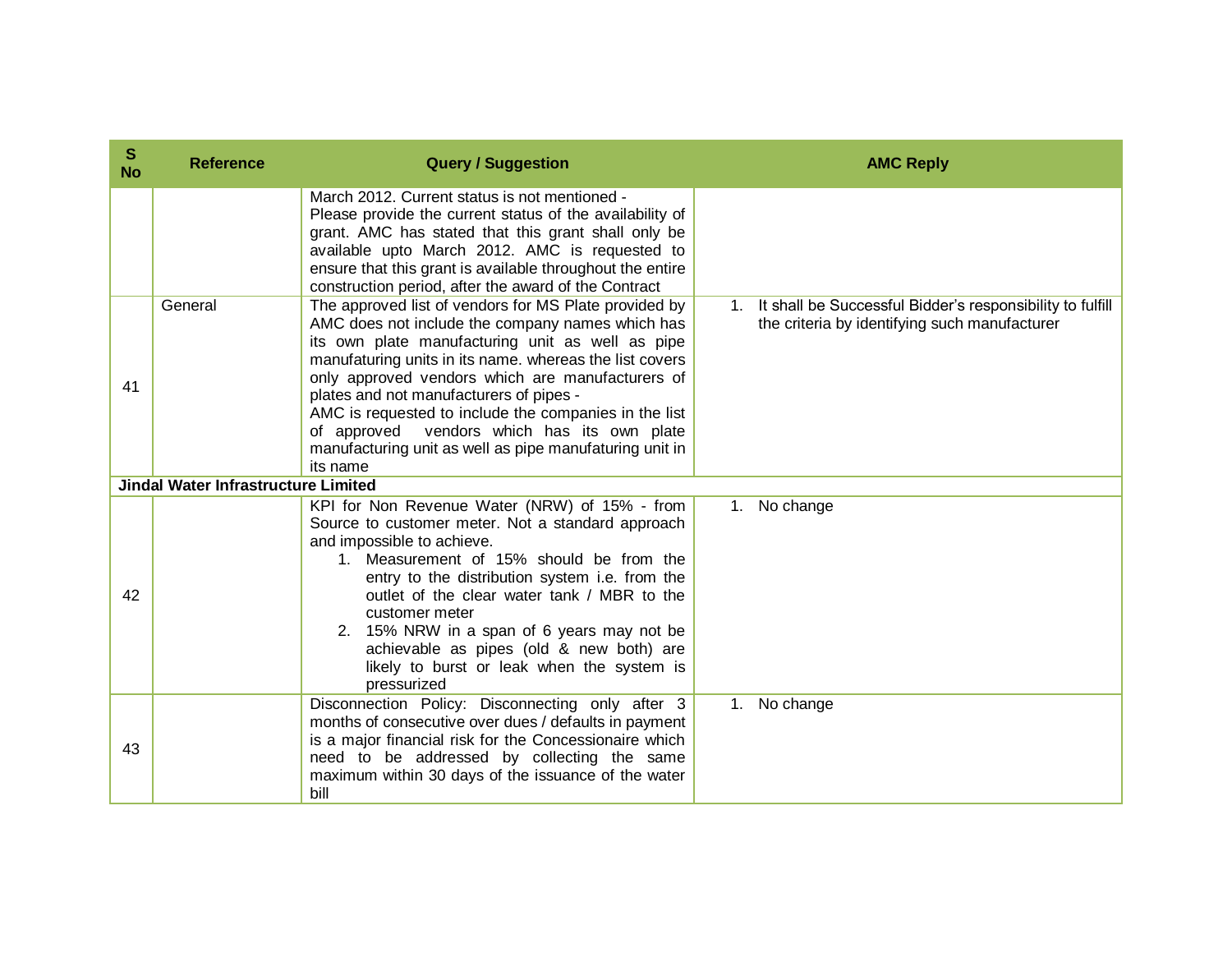| S No | Reference | Query / Suggestion | AMC Reply |
|---|---|---|---|
| | | March 2012. Current status is not mentioned - Please provide the current status of the availability of grant. AMC has stated that this grant shall only be available upto March 2012. AMC is requested to ensure that this grant is available throughout the entire construction period, after the award of the Contract | |
| 41 | General | The approved list of vendors for MS Plate provided by AMC does not include the company names which has its own plate manufacturing unit as well as pipe manufaturing units in its name. whereas the list covers only approved vendors which are manufacturers of plates and not manufacturers of pipes - AMC is requested to include the companies in the list of approved vendors which has its own plate manufacturing unit as well as pipe manufaturing unit in its name | 1. It shall be Successful Bidder's responsibility to fulfill the criteria by identifying such manufacturer |
| **Jindal Water Infrastructure Limited** | | | |
| 42 | | KPI for Non Revenue Water (NRW) of 15% - from Source to customer meter. Not a standard approach and impossible to achieve. <br>1. Measurement of 15% should be from the entry to the distribution system i.e. from the outlet of the clear water tank / MBR to the customer meter <br>2. 15% NRW in a span of 6 years may not be achievable as pipes (old & new both) are likely to burst or leak when the system is pressurized | 1. No change |
| 43 | | Disconnection Policy: Disconnecting only after 3 months of consecutive over dues / defaults in payment is a major financial risk for the Concessionaire which need to be addressed by collecting the same maximum within 30 days of the issuance of the water bill | 1. No change |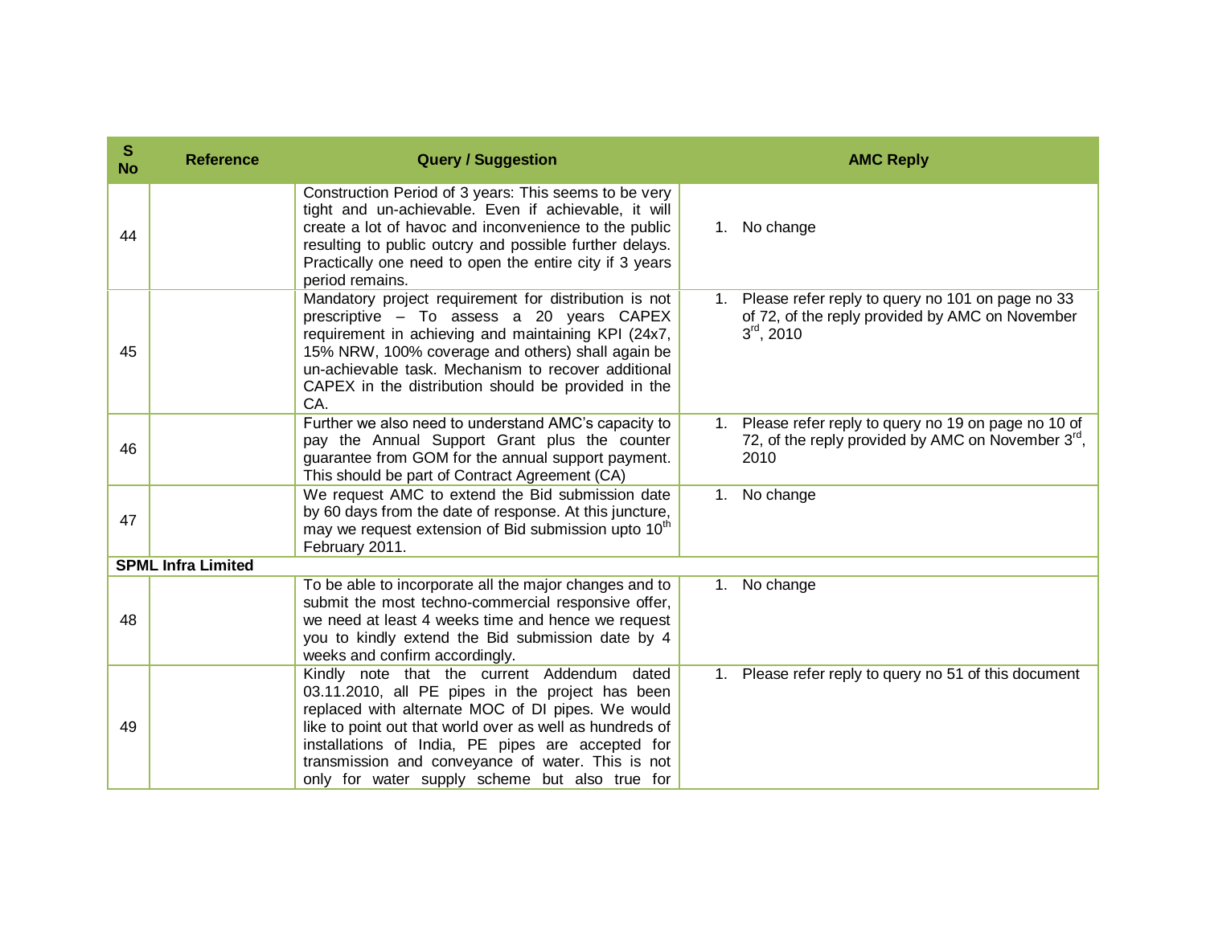| S No | Reference | Query / Suggestion | AMC Reply |
|---|---|---|---|
| 44 | | Construction Period of 3 years: This seems to be very tight and un-achievable. Even if achievable, it will create a lot of havoc and inconvenience to the public resulting to public outcry and possible further delays. Practically one need to open the entire city if 3 years period remains. | 1. No change |
| 45 | | Mandatory project requirement for distribution is not prescriptive – To assess a 20 years CAPEX requirement in achieving and maintaining KPI (24x7, 15% NRW, 100% coverage and others) shall again be un-achievable task. Mechanism to recover additional CAPEX in the distribution should be provided in the CA. | 1. Please refer reply to query no 101 on page no 33 of 72, of the reply provided by AMC on November 3rd, 2010 |
| 46 | | Further we also need to understand AMC's capacity to pay the Annual Support Grant plus the counter guarantee from GOM for the annual support payment. This should be part of Contract Agreement (CA) | 1. Please refer reply to query no 19 on page no 10 of 72, of the reply provided by AMC on November 3rd, 2010 |
| 47 | | We request AMC to extend the Bid submission date by 60 days from the date of response. At this juncture, may we request extension of Bid submission upto 10th February 2011. | 1. No change |
| **SPML Infra Limited** | | | |
| 48 | | To be able to incorporate all the major changes and to submit the most techno-commercial responsive offer, we need at least 4 weeks time and hence we request you to kindly extend the Bid submission date by 4 weeks and confirm accordingly. | 1. No change |
| 49 | | Kindly note that the current Addendum dated 03.11.2010, all PE pipes in the project has been replaced with alternate MOC of DI pipes. We would like to point out that world over as well as hundreds of installations of India, PE pipes are accepted for transmission and conveyance of water. This is not only for water supply scheme but also true for | 1. Please refer reply to query no 51 of this document |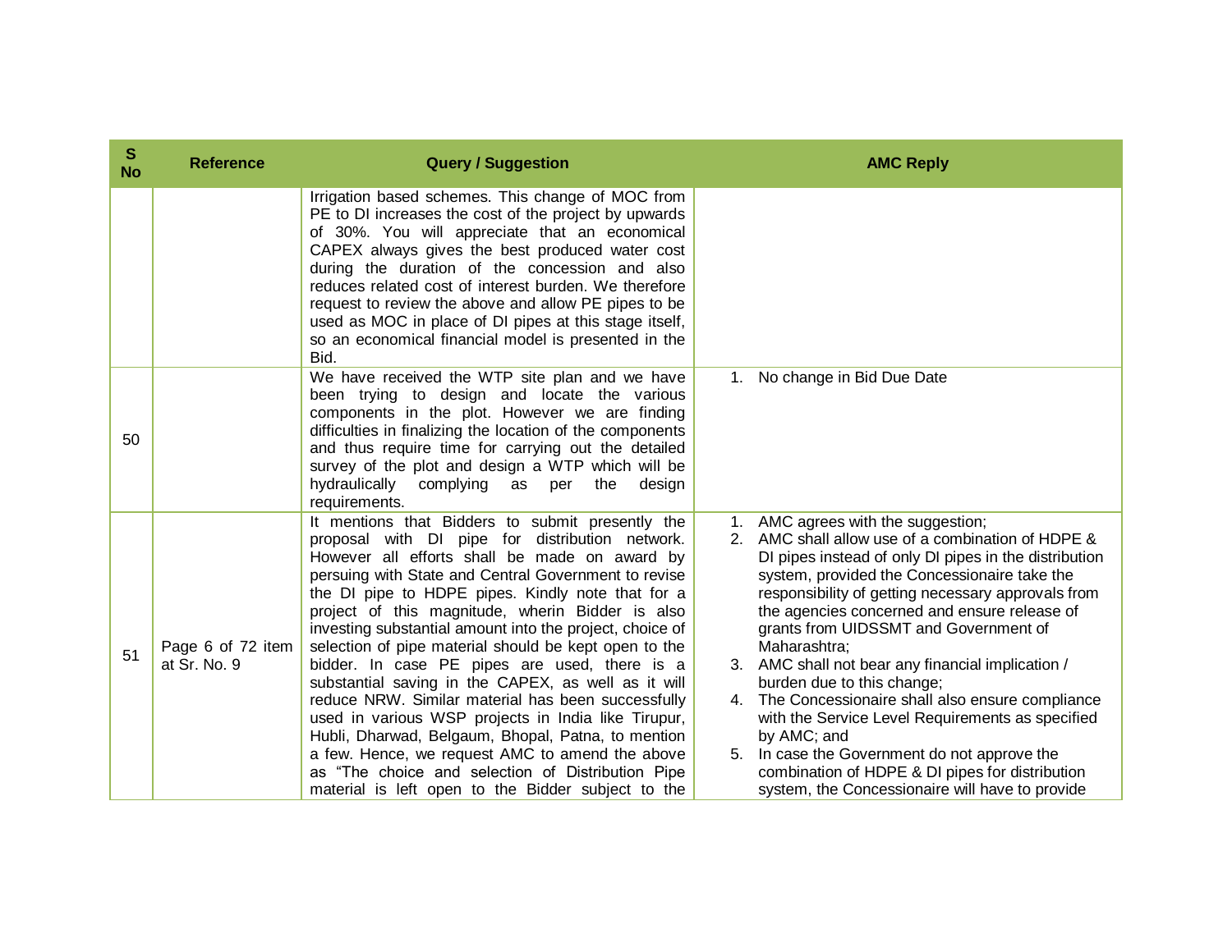| S No | Reference | Query / Suggestion | AMC Reply |
|---|---|---|---|
| | | Irrigation based schemes. This change of MOC from PE to DI increases the cost of the project by upwards of 30%. You will appreciate that an economical CAPEX always gives the best produced water cost during the duration of the concession and also reduces related cost of interest burden. We therefore request to review the above and allow PE pipes to be used as MOC in place of DI pipes at this stage itself, so an economical financial model is presented in the Bid. | |
| 50 | | We have received the WTP site plan and we have been trying to design and locate the various components in the plot. However we are finding difficulties in finalizing the location of the components and thus require time for carrying out the detailed survey of the plot and design a WTP which will be hydraulically complying as per the design requirements. | 1. No change in Bid Due Date |
| 51 | Page 6 of 72 item at Sr. No. 9 | It mentions that Bidders to submit presently the proposal with DI pipe for distribution network. However all efforts shall be made on award by persuing with State and Central Government to revise the DI pipe to HDPE pipes. Kindly note that for a project of this magnitude, wherin Bidder is also investing substantial amount into the project, choice of selection of pipe material should be kept open to the bidder. In case PE pipes are used, there is a substantial saving in the CAPEX, as well as it will reduce NRW. Similar material has been successfully used in various WSP projects in India like Tirupur, Hubli, Dharwad, Belgaum, Bhopal, Patna, to mention a few. Hence, we request AMC to amend the above as "The choice and selection of Distribution Pipe material is left open to the Bidder subject to the | 1. AMC agrees with the suggestion;<br>2. AMC shall allow use of a combination of HDPE & DI pipes instead of only DI pipes in the distribution system, provided the Concessionaire take the responsibility of getting necessary approvals from the agencies concerned and ensure release of grants from UIDSSMT and Government of Maharashtra;<br>3. AMC shall not bear any financial implication / burden due to this change;<br>4. The Concessionaire shall also ensure compliance with the Service Level Requirements as specified by AMC; and<br>5. In case the Government do not approve the combination of HDPE & DI pipes for distribution system, the Concessionaire will have to provide |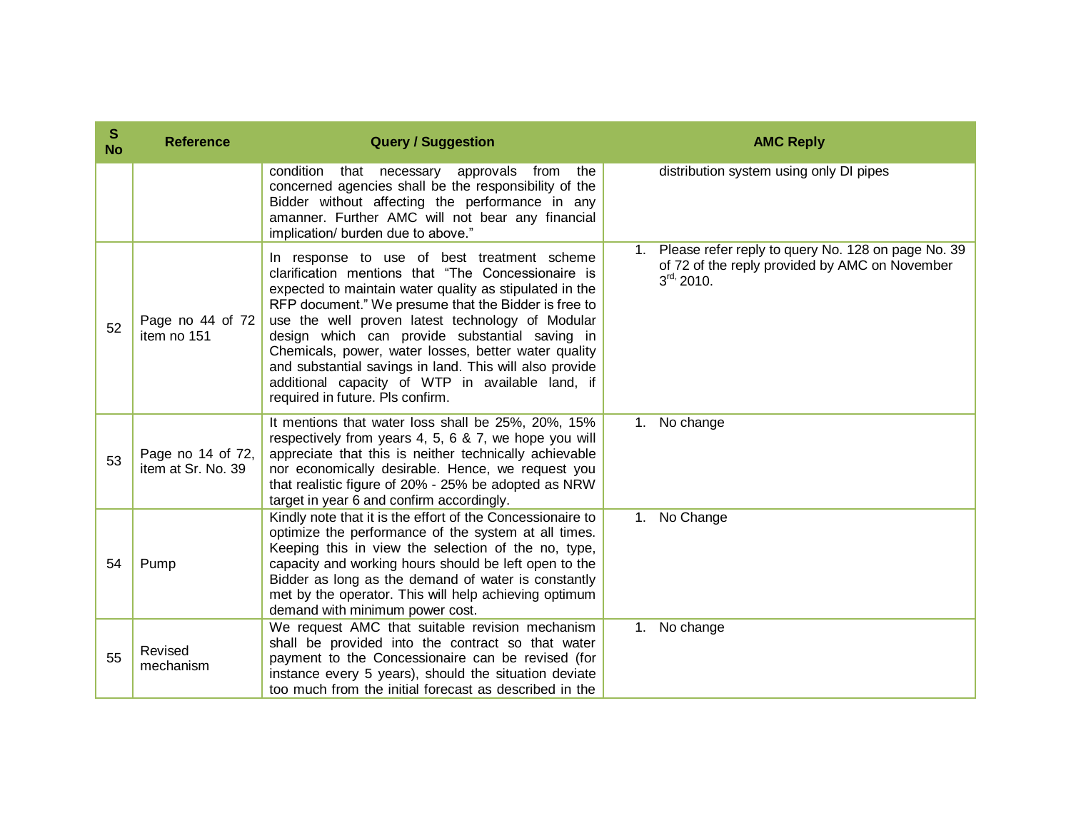| S No | Reference | Query / Suggestion | AMC Reply |
|---|---|---|---|
| | | condition that necessary approvals from the concerned agencies shall be the responsibility of the Bidder without affecting the performance in any amanner. Further AMC will not bear any financial implication/ burden due to above." | distribution system using only DI pipes |
| 52 | Page no 44 of 72 item no 151 | In response to use of best treatment scheme clarification mentions that "The Concessionaire is expected to maintain water quality as stipulated in the RFP document." We presume that the Bidder is free to use the well proven latest technology of Modular design which can provide substantial saving in Chemicals, power, water losses, better water quality and substantial savings in land. This will also provide additional capacity of WTP in available land, if required in future. Pls confirm. | 1. Please refer reply to query No. 128 on page No. 39 of 72 of the reply provided by AMC on November 3rd, 2010. |
| 53 | Page no 14 of 72, item at Sr. No. 39 | It mentions that water loss shall be 25%, 20%, 15% respectively from years 4, 5, 6 & 7, we hope you will appreciate that this is neither technically achievable nor economically desirable. Hence, we request you that realistic figure of 20% - 25% be adopted as NRW target in year 6 and confirm accordingly. | 1. No change |
| 54 | Pump | Kindly note that it is the effort of the Concessionaire to optimize the performance of the system at all times. Keeping this in view the selection of the no, type, capacity and working hours should be left open to the Bidder as long as the demand of water is constantly met by the operator. This will help achieving optimum demand with minimum power cost. | 1. No Change |
| 55 | Revised mechanism | We request AMC that suitable revision mechanism shall be provided into the contract so that water payment to the Concessionaire can be revised (for instance every 5 years), should the situation deviate too much from the initial forecast as described in the | 1. No change |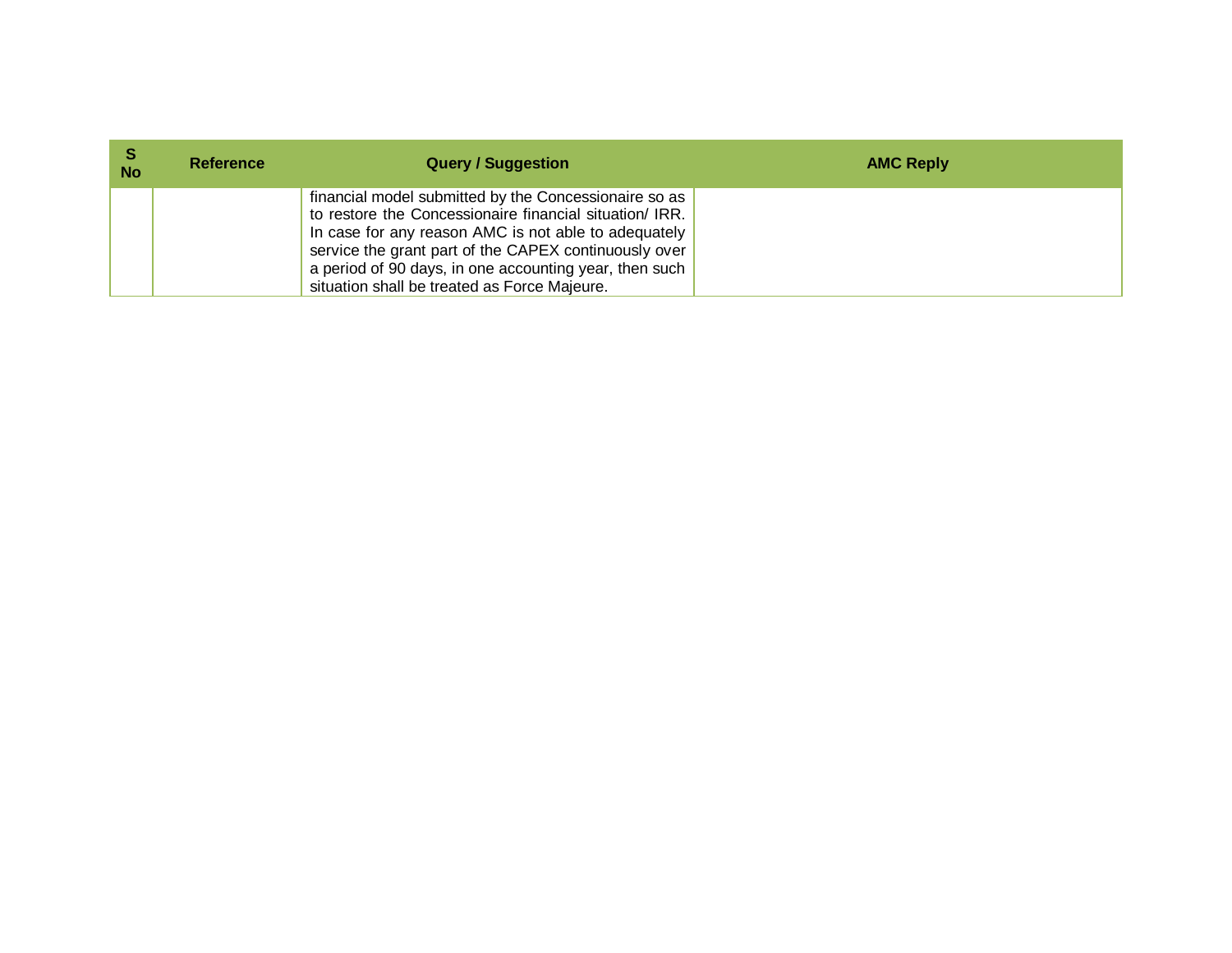| S No | Reference | Query / Suggestion | AMC Reply |
|---|---|---|---|
| | | financial model submitted by the Concessionaire so as to restore the Concessionaire financial situation/ IRR. In case for any reason AMC is not able to adequately service the grant part of the CAPEX continuously over a period of 90 days, in one accounting year, then such situation shall be treated as Force Majeure. | |